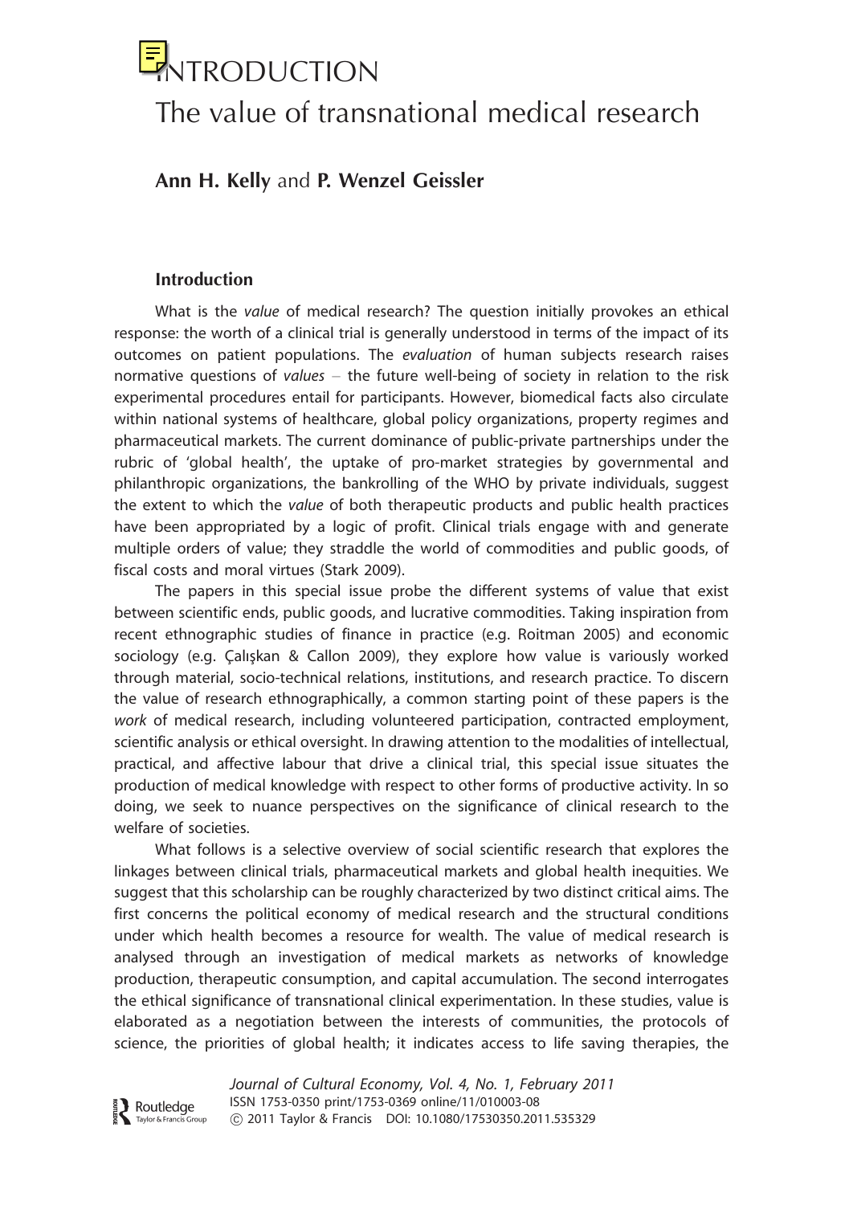# INTRODUCTION

# The value of transnational medical research

**Ann H. Kelly** and **P. Wenzel Geissler**

## Introduction

What is the *value* of medical research? The question initially provokes an ethical response: the worth of a clinical trial is generally understood in terms of the impact of its outcomes on patient populations. The *evaluation* of human subjects research raises normative questions of *values* – the future well-being of society in relation to the risk experimental procedures entail for participants. However, biomedical facts also circulate within national systems of healthcare, global policy organizations, property regimes and pharmaceutical markets. The current dominance of public-private partnerships under the rubric of 'global health', the uptake of pro-market strategies by governmental and philanthropic organizations, the bankrolling of the WHO by private individuals, suggest the extent to which the *value* of both therapeutic products and public health practices have been appropriated by a logic of profit. Clinical trials engage with and generate multiple orders of value; they straddle the world of commodities and public goods, of fiscal costs and moral virtues (Stark 2009).

The papers in this special issue probe the different systems of value that exist between scientific ends, public goods, and lucrative commodities. Taking inspiration from recent ethnographic studies of finance in practice (e.g. Roitman 2005) and economic sociology (e.g. Çalışkan & Callon 2009), they explore how value is variously worked through material, socio-technical relations, institutions, and research practice. To discern the value of research ethnographically, a common starting point of these papers is the *work* of medical research, including volunteered participation, contracted employment, scientific analysis or ethical oversight. In drawing attention to the modalities of intellectual, practical, and affective labour that drive a clinical trial, this special issue situates the production of medical knowledge with respect to other forms of productive activity. In so doing, we seek to nuance perspectives on the significance of clinical research to the welfare of societies.

What follows is a selective overview of social scientific research that explores the linkages between clinical trials, pharmaceutical markets and global health inequities. We suggest that this scholarship can be roughly characterized by two distinct critical aims. The first concerns the political economy of medical research and the structural conditions under which health becomes a resource for wealth. The value of medical research is analysed through an investigation of medical markets as networks of knowledge production, therapeutic consumption, and capital accumulation. The second interrogates the ethical significance of transnational clinical experimentation. In these studies, value is elaborated as a negotiation between the interests of communities, the protocols of science, the priorities of global health; it indicates access to life saving therapies, the

*Journal of Cultural Economy, Vol. 4, No. 1, February 2011*
ISSN 1753-0350 print/1753-0369 online/11/010003-08
© 2011 Taylor & Francis DOI: 10.1080/17530350.2011.535329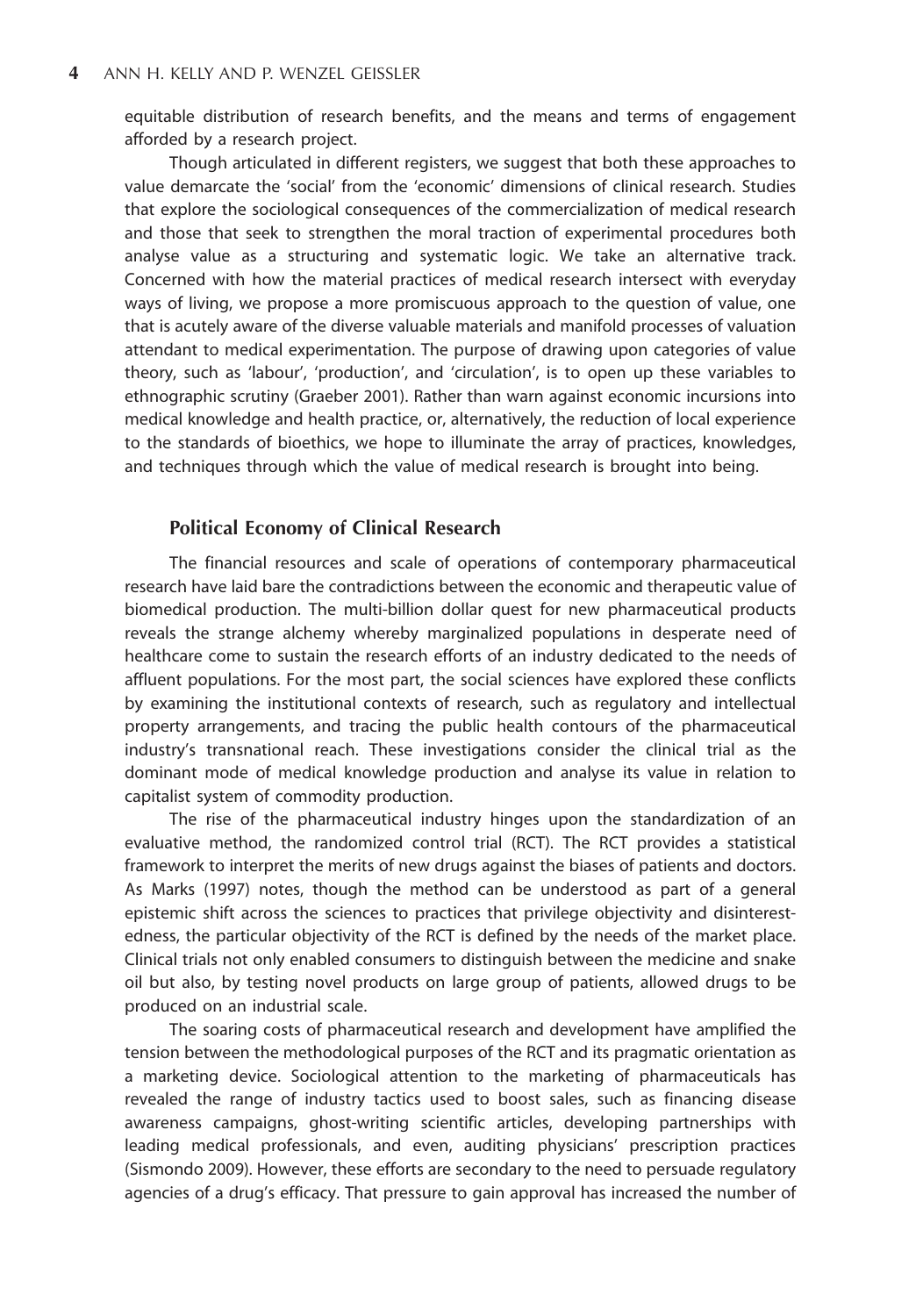equitable distribution of research benefits, and the means and terms of engagement afforded by a research project.

Though articulated in different registers, we suggest that both these approaches to value demarcate the 'social' from the 'economic' dimensions of clinical research. Studies that explore the sociological consequences of the commercialization of medical research and those that seek to strengthen the moral traction of experimental procedures both analyse value as a structuring and systematic logic. We take an alternative track. Concerned with how the material practices of medical research intersect with everyday ways of living, we propose a more promiscuous approach to the question of value, one that is acutely aware of the diverse valuable materials and manifold processes of valuation attendant to medical experimentation. The purpose of drawing upon categories of value theory, such as 'labour', 'production', and 'circulation', is to open up these variables to ethnographic scrutiny (Graeber 2001). Rather than warn against economic incursions into medical knowledge and health practice, or, alternatively, the reduction of local experience to the standards of bioethics, we hope to illuminate the array of practices, knowledges, and techniques through which the value of medical research is brought into being.

## Political Economy of Clinical Research

The financial resources and scale of operations of contemporary pharmaceutical research have laid bare the contradictions between the economic and therapeutic value of biomedical production. The multi-billion dollar quest for new pharmaceutical products reveals the strange alchemy whereby marginalized populations in desperate need of healthcare come to sustain the research efforts of an industry dedicated to the needs of affluent populations. For the most part, the social sciences have explored these conflicts by examining the institutional contexts of research, such as regulatory and intellectual property arrangements, and tracing the public health contours of the pharmaceutical industry's transnational reach. These investigations consider the clinical trial as the dominant mode of medical knowledge production and analyse its value in relation to capitalist system of commodity production.

The rise of the pharmaceutical industry hinges upon the standardization of an evaluative method, the randomized control trial (RCT). The RCT provides a statistical framework to interpret the merits of new drugs against the biases of patients and doctors. As Marks (1997) notes, though the method can be understood as part of a general epistemic shift across the sciences to practices that privilege objectivity and disinterestedness, the particular objectivity of the RCT is defined by the needs of the market place. Clinical trials not only enabled consumers to distinguish between the medicine and snake oil but also, by testing novel products on large group of patients, allowed drugs to be produced on an industrial scale.

The soaring costs of pharmaceutical research and development have amplified the tension between the methodological purposes of the RCT and its pragmatic orientation as a marketing device. Sociological attention to the marketing of pharmaceuticals has revealed the range of industry tactics used to boost sales, such as financing disease awareness campaigns, ghost-writing scientific articles, developing partnerships with leading medical professionals, and even, auditing physicians' prescription practices (Sismondo 2009). However, these efforts are secondary to the need to persuade regulatory agencies of a drug's efficacy. That pressure to gain approval has increased the number of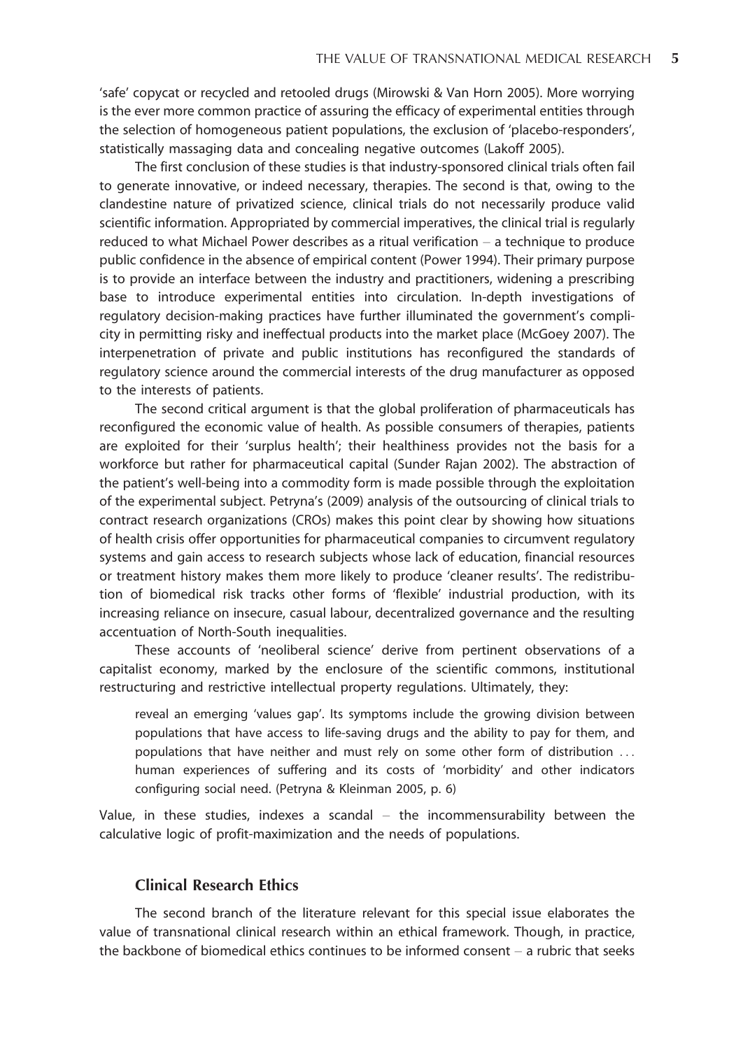'safe' copycat or recycled and retooled drugs (Mirowski & Van Horn 2005). More worrying is the ever more common practice of assuring the efficacy of experimental entities through the selection of homogeneous patient populations, the exclusion of 'placebo-responders', statistically massaging data and concealing negative outcomes (Lakoff 2005).

The first conclusion of these studies is that industry-sponsored clinical trials often fail to generate innovative, or indeed necessary, therapies. The second is that, owing to the clandestine nature of privatized science, clinical trials do not necessarily produce valid scientific information. Appropriated by commercial imperatives, the clinical trial is regularly reduced to what Michael Power describes as a ritual verification – a technique to produce public confidence in the absence of empirical content (Power 1994). Their primary purpose is to provide an interface between the industry and practitioners, widening a prescribing base to introduce experimental entities into circulation. In-depth investigations of regulatory decision-making practices have further illuminated the government's complicity in permitting risky and ineffectual products into the market place (McGoey 2007). The interpenetration of private and public institutions has reconfigured the standards of regulatory science around the commercial interests of the drug manufacturer as opposed to the interests of patients.

The second critical argument is that the global proliferation of pharmaceuticals has reconfigured the economic value of health. As possible consumers of therapies, patients are exploited for their 'surplus health'; their healthiness provides not the basis for a workforce but rather for pharmaceutical capital (Sunder Rajan 2002). The abstraction of the patient's well-being into a commodity form is made possible through the exploitation of the experimental subject. Petryna's (2009) analysis of the outsourcing of clinical trials to contract research organizations (CROs) makes this point clear by showing how situations of health crisis offer opportunities for pharmaceutical companies to circumvent regulatory systems and gain access to research subjects whose lack of education, financial resources or treatment history makes them more likely to produce 'cleaner results'. The redistribution of biomedical risk tracks other forms of 'flexible' industrial production, with its increasing reliance on insecure, casual labour, decentralized governance and the resulting accentuation of North-South inequalities.

These accounts of 'neoliberal science' derive from pertinent observations of a capitalist economy, marked by the enclosure of the scientific commons, institutional restructuring and restrictive intellectual property regulations. Ultimately, they:

> reveal an emerging 'values gap'. Its symptoms include the growing division between populations that have access to life-saving drugs and the ability to pay for them, and populations that have neither and must rely on some other form of distribution ... human experiences of suffering and its costs of 'morbidity' and other indicators configuring social need. (Petryna & Kleinman 2005, p. 6)

Value, in these studies, indexes a scandal – the incommensurability between the calculative logic of profit-maximization and the needs of populations.

## Clinical Research Ethics

The second branch of the literature relevant for this special issue elaborates the value of transnational clinical research within an ethical framework. Though, in practice, the backbone of biomedical ethics continues to be informed consent – a rubric that seeks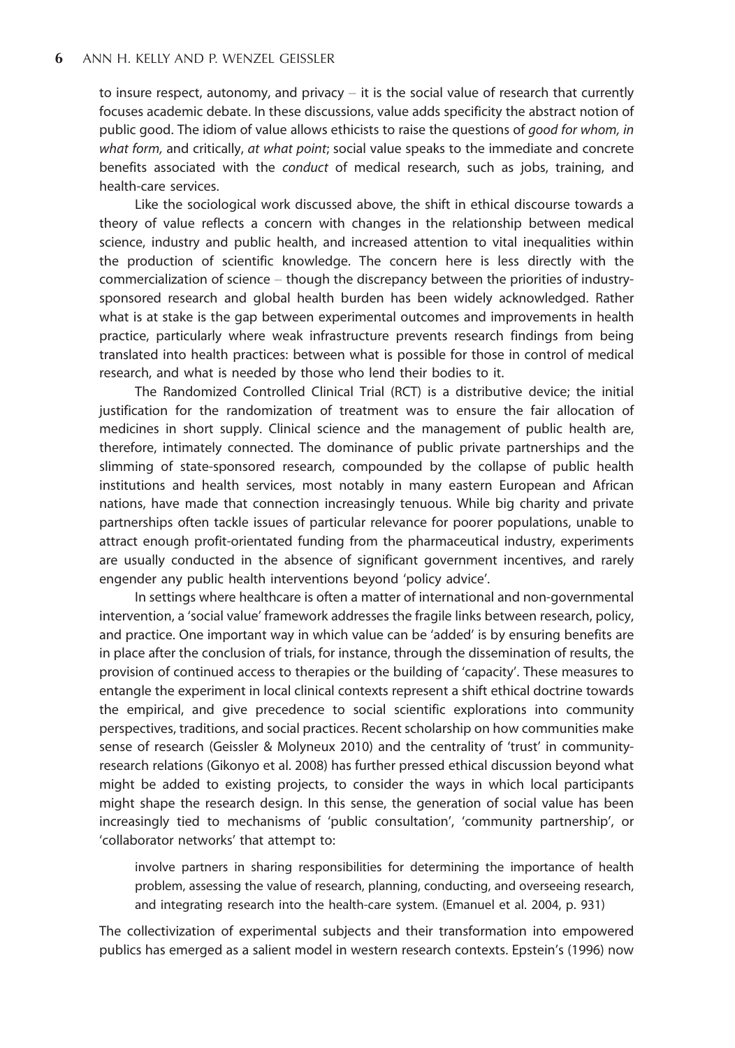to insure respect, autonomy, and privacy – it is the social value of research that currently focuses academic debate. In these discussions, value adds specificity the abstract notion of public good. The idiom of value allows ethicists to raise the questions of *good for whom, in what form,* and critically, *at what point*; social value speaks to the immediate and concrete benefits associated with the *conduct* of medical research, such as jobs, training, and health-care services.

Like the sociological work discussed above, the shift in ethical discourse towards a theory of value reflects a concern with changes in the relationship between medical science, industry and public health, and increased attention to vital inequalities within the production of scientific knowledge. The concern here is less directly with the commercialization of science – though the discrepancy between the priorities of industry-sponsored research and global health burden has been widely acknowledged. Rather what is at stake is the gap between experimental outcomes and improvements in health practice, particularly where weak infrastructure prevents research findings from being translated into health practices: between what is possible for those in control of medical research, and what is needed by those who lend their bodies to it.

The Randomized Controlled Clinical Trial (RCT) is a distributive device; the initial justification for the randomization of treatment was to ensure the fair allocation of medicines in short supply. Clinical science and the management of public health are, therefore, intimately connected. The dominance of public private partnerships and the slimming of state-sponsored research, compounded by the collapse of public health institutions and health services, most notably in many eastern European and African nations, have made that connection increasingly tenuous. While big charity and private partnerships often tackle issues of particular relevance for poorer populations, unable to attract enough profit-orientated funding from the pharmaceutical industry, experiments are usually conducted in the absence of significant government incentives, and rarely engender any public health interventions beyond 'policy advice'.

In settings where healthcare is often a matter of international and non-governmental intervention, a 'social value' framework addresses the fragile links between research, policy, and practice. One important way in which value can be 'added' is by ensuring benefits are in place after the conclusion of trials, for instance, through the dissemination of results, the provision of continued access to therapies or the building of 'capacity'. These measures to entangle the experiment in local clinical contexts represent a shift ethical doctrine towards the empirical, and give precedence to social scientific explorations into community perspectives, traditions, and social practices. Recent scholarship on how communities make sense of research (Geissler & Molyneux 2010) and the centrality of 'trust' in community-research relations (Gikonyo et al. 2008) has further pressed ethical discussion beyond what might be added to existing projects, to consider the ways in which local participants might shape the research design. In this sense, the generation of social value has been increasingly tied to mechanisms of 'public consultation', 'community partnership', or 'collaborator networks' that attempt to:

> involve partners in sharing responsibilities for determining the importance of health problem, assessing the value of research, planning, conducting, and overseeing research, and integrating research into the health-care system. (Emanuel et al. 2004, p. 931)

The collectivization of experimental subjects and their transformation into empowered publics has emerged as a salient model in western research contexts. Epstein's (1996) now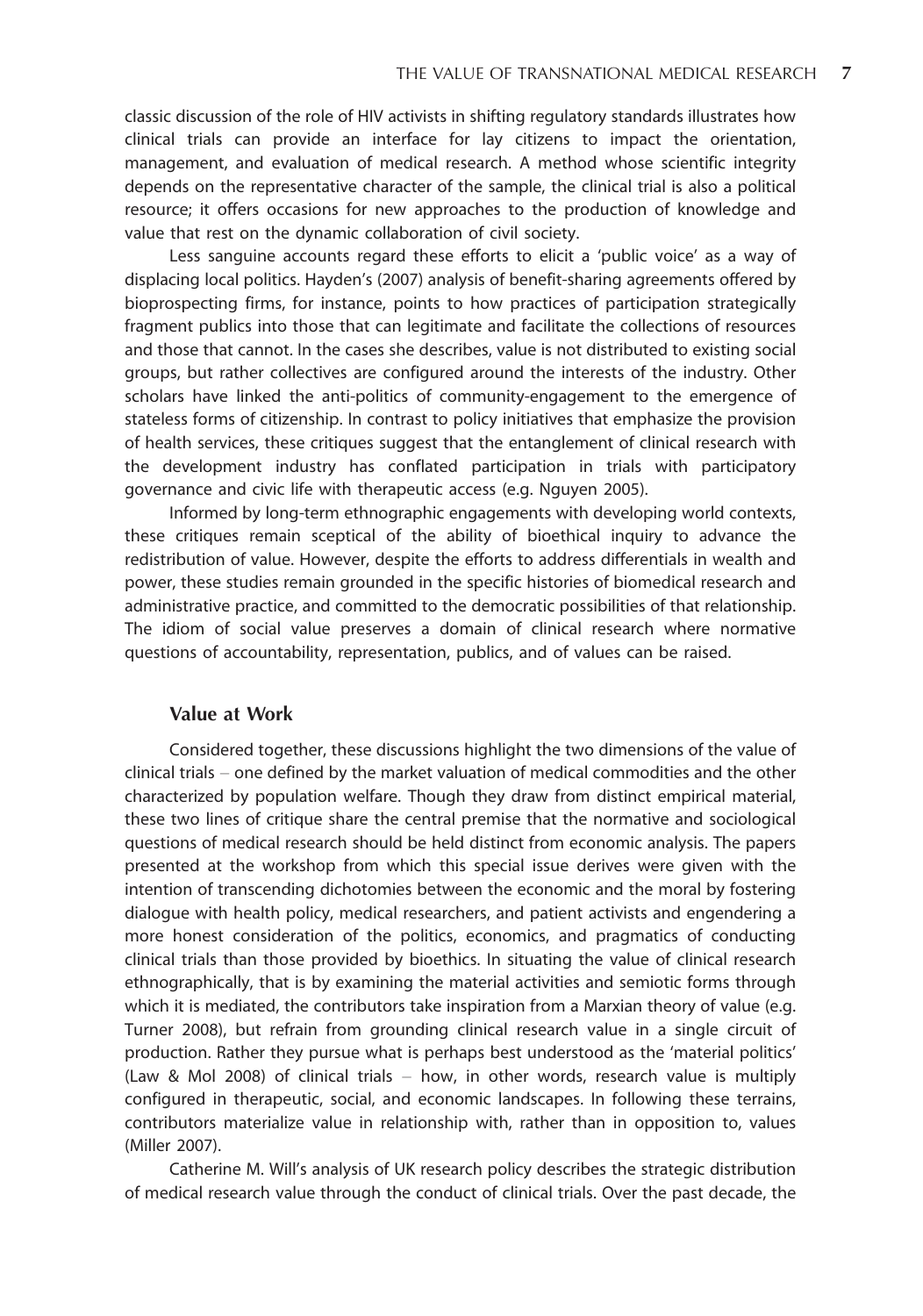classic discussion of the role of HIV activists in shifting regulatory standards illustrates how clinical trials can provide an interface for lay citizens to impact the orientation, management, and evaluation of medical research. A method whose scientific integrity depends on the representative character of the sample, the clinical trial is also a political resource; it offers occasions for new approaches to the production of knowledge and value that rest on the dynamic collaboration of civil society.

Less sanguine accounts regard these efforts to elicit a 'public voice' as a way of displacing local politics. Hayden's (2007) analysis of benefit-sharing agreements offered by bioprospecting firms, for instance, points to how practices of participation strategically fragment publics into those that can legitimate and facilitate the collections of resources and those that cannot. In the cases she describes, value is not distributed to existing social groups, but rather collectives are configured around the interests of the industry. Other scholars have linked the anti-politics of community-engagement to the emergence of stateless forms of citizenship. In contrast to policy initiatives that emphasize the provision of health services, these critiques suggest that the entanglement of clinical research with the development industry has conflated participation in trials with participatory governance and civic life with therapeutic access (e.g. Nguyen 2005).

Informed by long-term ethnographic engagements with developing world contexts, these critiques remain sceptical of the ability of bioethical inquiry to advance the redistribution of value. However, despite the efforts to address differentials in wealth and power, these studies remain grounded in the specific histories of biomedical research and administrative practice, and committed to the democratic possibilities of that relationship. The idiom of social value preserves a domain of clinical research where normative questions of accountability, representation, publics, and of values can be raised.

### Value at Work

Considered together, these discussions highlight the two dimensions of the value of clinical trials – one defined by the market valuation of medical commodities and the other characterized by population welfare. Though they draw from distinct empirical material, these two lines of critique share the central premise that the normative and sociological questions of medical research should be held distinct from economic analysis. The papers presented at the workshop from which this special issue derives were given with the intention of transcending dichotomies between the economic and the moral by fostering dialogue with health policy, medical researchers, and patient activists and engendering a more honest consideration of the politics, economics, and pragmatics of conducting clinical trials than those provided by bioethics. In situating the value of clinical research ethnographically, that is by examining the material activities and semiotic forms through which it is mediated, the contributors take inspiration from a Marxian theory of value (e.g. Turner 2008), but refrain from grounding clinical research value in a single circuit of production. Rather they pursue what is perhaps best understood as the 'material politics' (Law & Mol 2008) of clinical trials – how, in other words, research value is multiply configured in therapeutic, social, and economic landscapes. In following these terrains, contributors materialize value in relationship with, rather than in opposition to, values (Miller 2007).

Catherine M. Will's analysis of UK research policy describes the strategic distribution of medical research value through the conduct of clinical trials. Over the past decade, the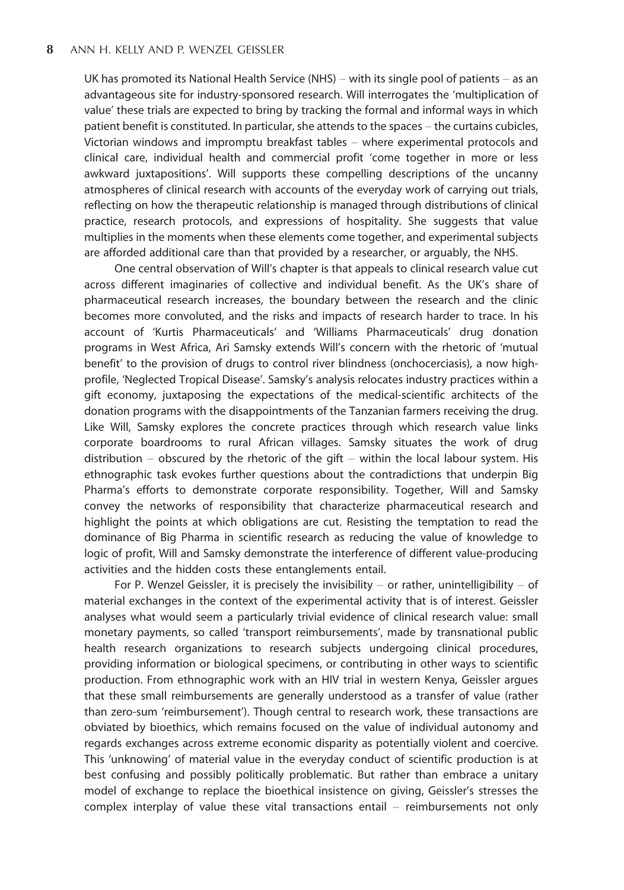UK has promoted its National Health Service (NHS) – with its single pool of patients – as an advantageous site for industry-sponsored research. Will interrogates the 'multiplication of value' these trials are expected to bring by tracking the formal and informal ways in which patient benefit is constituted. In particular, she attends to the spaces – the curtains cubicles, Victorian windows and impromptu breakfast tables – where experimental protocols and clinical care, individual health and commercial profit 'come together in more or less awkward juxtapositions'. Will supports these compelling descriptions of the uncanny atmospheres of clinical research with accounts of the everyday work of carrying out trials, reflecting on how the therapeutic relationship is managed through distributions of clinical practice, research protocols, and expressions of hospitality. She suggests that value multiplies in the moments when these elements come together, and experimental subjects are afforded additional care than that provided by a researcher, or arguably, the NHS.

One central observation of Will's chapter is that appeals to clinical research value cut across different imaginaries of collective and individual benefit. As the UK's share of pharmaceutical research increases, the boundary between the research and the clinic becomes more convoluted, and the risks and impacts of research harder to trace. In his account of 'Kurtis Pharmaceuticals' and 'Williams Pharmaceuticals' drug donation programs in West Africa, Ari Samsky extends Will's concern with the rhetoric of 'mutual benefit' to the provision of drugs to control river blindness (onchocerciasis), a now high-profile, 'Neglected Tropical Disease'. Samsky's analysis relocates industry practices within a gift economy, juxtaposing the expectations of the medical-scientific architects of the donation programs with the disappointments of the Tanzanian farmers receiving the drug. Like Will, Samsky explores the concrete practices through which research value links corporate boardrooms to rural African villages. Samsky situates the work of drug distribution – obscured by the rhetoric of the gift – within the local labour system. His ethnographic task evokes further questions about the contradictions that underpin Big Pharma's efforts to demonstrate corporate responsibility. Together, Will and Samsky convey the networks of responsibility that characterize pharmaceutical research and highlight the points at which obligations are cut. Resisting the temptation to read the dominance of Big Pharma in scientific research as reducing the value of knowledge to logic of profit, Will and Samsky demonstrate the interference of different value-producing activities and the hidden costs these entanglements entail.

For P. Wenzel Geissler, it is precisely the invisibility – or rather, unintelligibility – of material exchanges in the context of the experimental activity that is of interest. Geissler analyses what would seem a particularly trivial evidence of clinical research value: small monetary payments, so called 'transport reimbursements', made by transnational public health research organizations to research subjects undergoing clinical procedures, providing information or biological specimens, or contributing in other ways to scientific production. From ethnographic work with an HIV trial in western Kenya, Geissler argues that these small reimbursements are generally understood as a transfer of value (rather than zero-sum 'reimbursement'). Though central to research work, these transactions are obviated by bioethics, which remains focused on the value of individual autonomy and regards exchanges across extreme economic disparity as potentially violent and coercive. This 'unknowing' of material value in the everyday conduct of scientific production is at best confusing and possibly politically problematic. But rather than embrace a unitary model of exchange to replace the bioethical insistence on giving, Geissler's stresses the complex interplay of value these vital transactions entail – reimbursements not only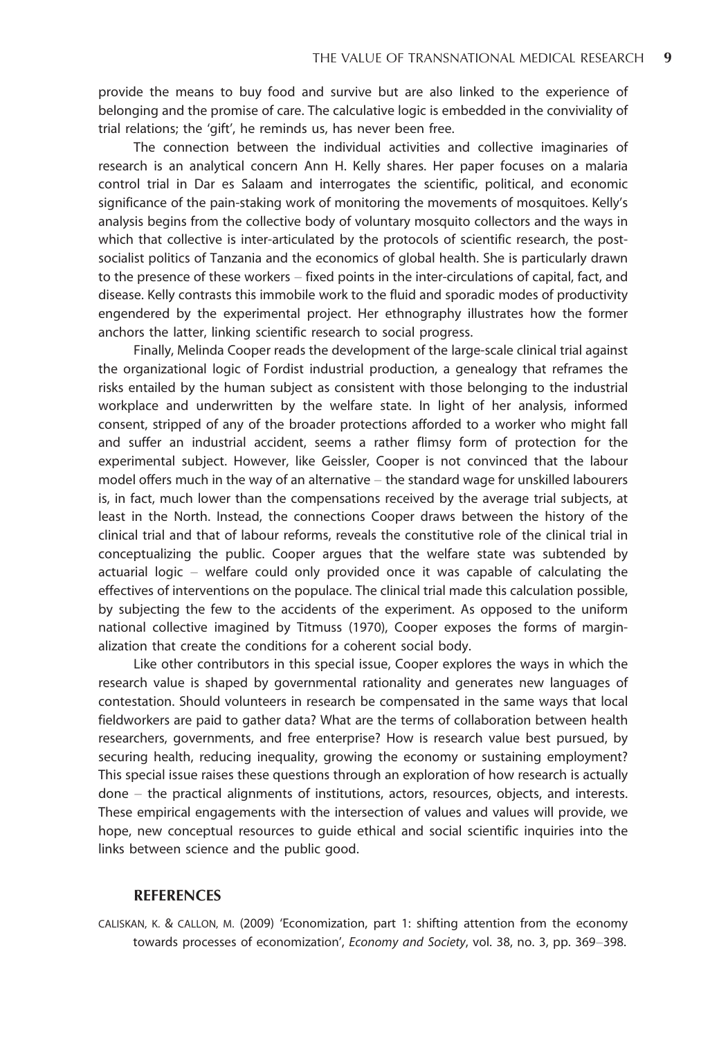provide the means to buy food and survive but are also linked to the experience of belonging and the promise of care. The calculative logic is embedded in the conviviality of trial relations; the 'gift', he reminds us, has never been free.

The connection between the individual activities and collective imaginaries of research is an analytical concern Ann H. Kelly shares. Her paper focuses on a malaria control trial in Dar es Salaam and interrogates the scientific, political, and economic significance of the pain-staking work of monitoring the movements of mosquitoes. Kelly's analysis begins from the collective body of voluntary mosquito collectors and the ways in which that collective is inter-articulated by the protocols of scientific research, the post-socialist politics of Tanzania and the economics of global health. She is particularly drawn to the presence of these workers – fixed points in the inter-circulations of capital, fact, and disease. Kelly contrasts this immobile work to the fluid and sporadic modes of productivity engendered by the experimental project. Her ethnography illustrates how the former anchors the latter, linking scientific research to social progress.

Finally, Melinda Cooper reads the development of the large-scale clinical trial against the organizational logic of Fordist industrial production, a genealogy that reframes the risks entailed by the human subject as consistent with those belonging to the industrial workplace and underwritten by the welfare state. In light of her analysis, informed consent, stripped of any of the broader protections afforded to a worker who might fall and suffer an industrial accident, seems a rather flimsy form of protection for the experimental subject. However, like Geissler, Cooper is not convinced that the labour model offers much in the way of an alternative – the standard wage for unskilled labourers is, in fact, much lower than the compensations received by the average trial subjects, at least in the North. Instead, the connections Cooper draws between the history of the clinical trial and that of labour reforms, reveals the constitutive role of the clinical trial in conceptualizing the public. Cooper argues that the welfare state was subtended by actuarial logic – welfare could only provided once it was capable of calculating the effectives of interventions on the populace. The clinical trial made this calculation possible, by subjecting the few to the accidents of the experiment. As opposed to the uniform national collective imagined by Titmuss (1970), Cooper exposes the forms of marginalization that create the conditions for a coherent social body.

Like other contributors in this special issue, Cooper explores the ways in which the research value is shaped by governmental rationality and generates new languages of contestation. Should volunteers in research be compensated in the same ways that local fieldworkers are paid to gather data? What are the terms of collaboration between health researchers, governments, and free enterprise? How is research value best pursued, by securing health, reducing inequality, growing the economy or sustaining employment? This special issue raises these questions through an exploration of how research is actually done – the practical alignments of institutions, actors, resources, objects, and interests. These empirical engagements with the intersection of values and values will provide, we hope, new conceptual resources to guide ethical and social scientific inquiries into the links between science and the public good.

## REFERENCES

CALISKAN, K. & CALLON, M. (2009) 'Economization, part 1: shifting attention from the economy towards processes of economization', *Economy and Society*, vol. 38, no. 3, pp. 369–398.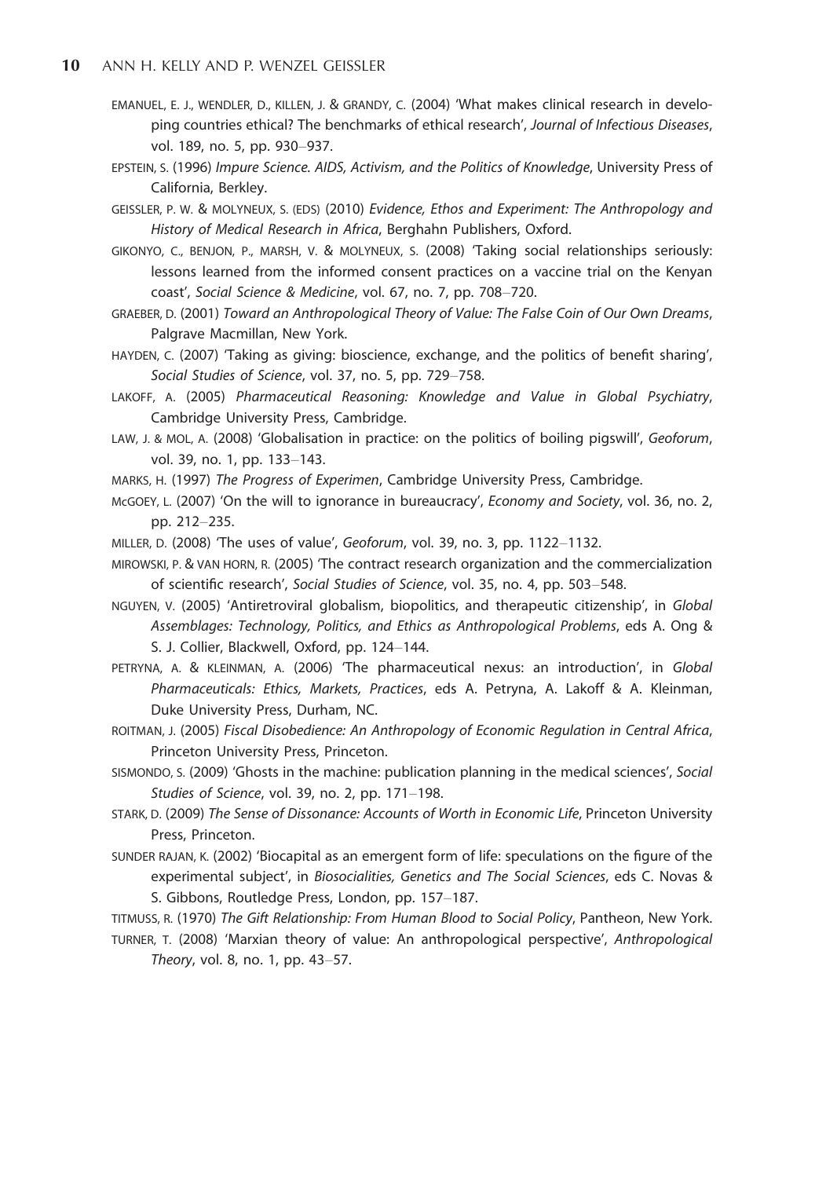EMANUEL, E. J., WENDLER, D., KILLEN, J. & GRANDY, C. (2004) 'What makes clinical research in developing countries ethical? The benchmarks of ethical research', *Journal of Infectious Diseases*, vol. 189, no. 5, pp. 930–937.

EPSTEIN, S. (1996) *Impure Science. AIDS, Activism, and the Politics of Knowledge*, University Press of California, Berkley.

GEISSLER, P. W. & MOLYNEUX, S. (EDS) (2010) *Evidence, Ethos and Experiment: The Anthropology and History of Medical Research in Africa*, Berghahn Publishers, Oxford.

GIKONYO, C., BENJON, P., MARSH, V. & MOLYNEUX, S. (2008) 'Taking social relationships seriously: lessons learned from the informed consent practices on a vaccine trial on the Kenyan coast', *Social Science & Medicine*, vol. 67, no. 7, pp. 708–720.

GRAEBER, D. (2001) *Toward an Anthropological Theory of Value: The False Coin of Our Own Dreams*, Palgrave Macmillan, New York.

HAYDEN, C. (2007) 'Taking as giving: bioscience, exchange, and the politics of benefit sharing', *Social Studies of Science*, vol. 37, no. 5, pp. 729–758.

LAKOFF, A. (2005) *Pharmaceutical Reasoning: Knowledge and Value in Global Psychiatry*, Cambridge University Press, Cambridge.

LAW, J. & MOL, A. (2008) 'Globalisation in practice: on the politics of boiling pigswill', *Geoforum*, vol. 39, no. 1, pp. 133–143.

MARKS, H. (1997) *The Progress of Experimen*, Cambridge University Press, Cambridge.

McGOEY, L. (2007) 'On the will to ignorance in bureaucracy', *Economy and Society*, vol. 36, no. 2, pp. 212–235.

MILLER, D. (2008) 'The uses of value', *Geoforum*, vol. 39, no. 3, pp. 1122–1132.

MIROWSKI, P. & VAN HORN, R. (2005) 'The contract research organization and the commercialization of scientific research', *Social Studies of Science*, vol. 35, no. 4, pp. 503–548.

NGUYEN, V. (2005) 'Antiretroviral globalism, biopolitics, and therapeutic citizenship', in *Global Assemblages: Technology, Politics, and Ethics as Anthropological Problems*, eds A. Ong & S. J. Collier, Blackwell, Oxford, pp. 124–144.

PETRYNA, A. & KLEINMAN, A. (2006) 'The pharmaceutical nexus: an introduction', in *Global Pharmaceuticals: Ethics, Markets, Practices*, eds A. Petryna, A. Lakoff & A. Kleinman, Duke University Press, Durham, NC.

ROITMAN, J. (2005) *Fiscal Disobedience: An Anthropology of Economic Regulation in Central Africa*, Princeton University Press, Princeton.

SISMONDO, S. (2009) 'Ghosts in the machine: publication planning in the medical sciences', *Social Studies of Science*, vol. 39, no. 2, pp. 171–198.

STARK, D. (2009) *The Sense of Dissonance: Accounts of Worth in Economic Life*, Princeton University Press, Princeton.

SUNDER RAJAN, K. (2002) 'Biocapital as an emergent form of life: speculations on the figure of the experimental subject', in *Biosocialities, Genetics and The Social Sciences*, eds C. Novas & S. Gibbons, Routledge Press, London, pp. 157–187.

TITMUSS, R. (1970) *The Gift Relationship: From Human Blood to Social Policy*, Pantheon, New York.

TURNER, T. (2008) 'Marxian theory of value: An anthropological perspective', *Anthropological Theory*, vol. 8, no. 1, pp. 43–57.